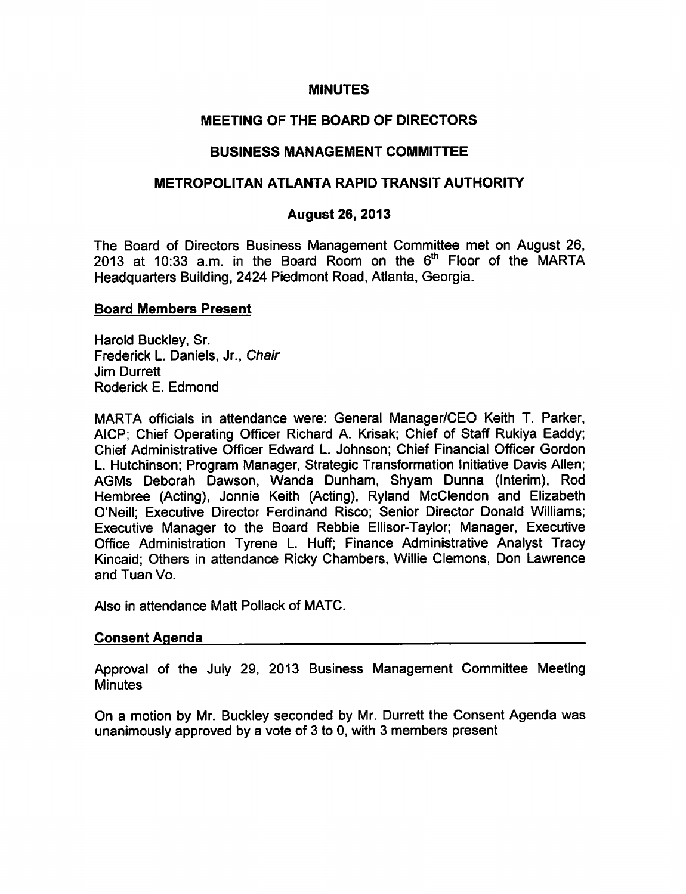# MINUTES

## MEETING OF THE BOARD OF DIRECTORS

## BUSINESS MANAGEMENT COMMITTEE

## METROPOLITAN ATLANTA RAPID TRANSIT AUTHORITY

### August 26, 2013

The Board of Directors Business Management Committee met on August 26, 2013 at 10:33 a.m. in the Board Room on the 6th Floor of the MARTA Headquarters Building, 2424 Piedmont Road, Atlanta, Georgia.

**Board Members Present**

Harold Buckley, Sr.
Frederick L. Daniels, Jr., *Chair*
Jim Durrett
Roderick E. Edmond

MARTA officials in attendance were: General Manager/CEO Keith T. Parker, AICP; Chief Operating Officer Richard A. Krisak; Chief of Staff Rukiya Eaddy; Chief Administrative Officer Edward L. Johnson; Chief Financial Officer Gordon L. Hutchinson; Program Manager, Strategic Transformation Initiative Davis Allen; AGMs Deborah Dawson, Wanda Dunham, Shyam Dunna (Interim), Rod Hembree (Acting), Jonnie Keith (Acting), Ryland McClendon and Elizabeth O'Neill; Executive Director Ferdinand Risco; Senior Director Donald Williams; Executive Manager to the Board Rebbie Ellisor-Taylor; Manager, Executive Office Administration Tyrene L. Huff; Finance Administrative Analyst Tracy Kincaid; Others in attendance Ricky Chambers, Willie Clemons, Don Lawrence and Tuan Vo.

Also in attendance Matt Pollack of MATC.

**Consent Agenda**

Approval of the July 29, 2013 Business Management Committee Meeting Minutes

On a motion by Mr. Buckley seconded by Mr. Durrett the Consent Agenda was unanimously approved by a vote of 3 to 0, with 3 members present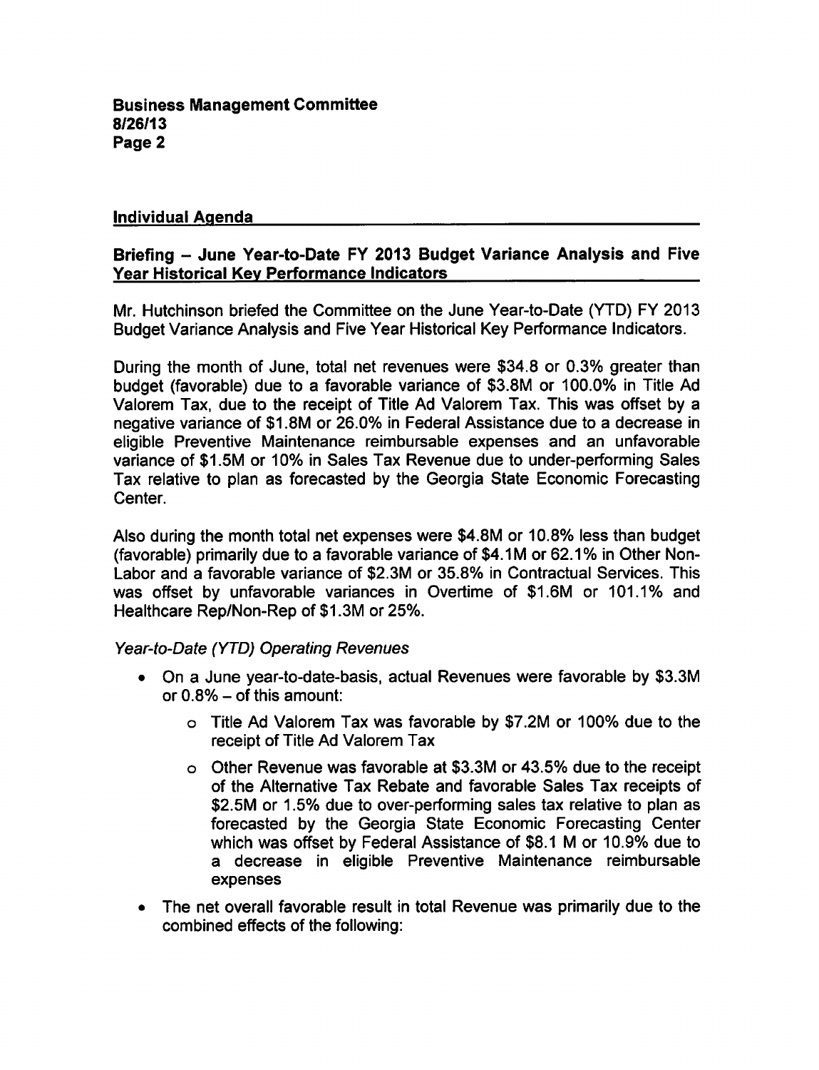## Individual Agenda

### Briefing – June Year-to-Date FY 2013 Budget Variance Analysis and Five Year Historical Key Performance Indicators

Mr. Hutchinson briefed the Committee on the June Year-to-Date (YTD) FY 2013 Budget Variance Analysis and Five Year Historical Key Performance Indicators.

During the month of June, total net revenues were $34.8 or 0.3% greater than budget (favorable) due to a favorable variance of $3.8M or 100.0% in Title Ad Valorem Tax, due to the receipt of Title Ad Valorem Tax. This was offset by a negative variance of $1.8M or 26.0% in Federal Assistance due to a decrease in eligible Preventive Maintenance reimbursable expenses and an unfavorable variance of $1.5M or 10% in Sales Tax Revenue due to under-performing Sales Tax relative to plan as forecasted by the Georgia State Economic Forecasting Center.

Also during the month total net expenses were $4.8M or 10.8% less than budget (favorable) primarily due to a favorable variance of $4.1M or 62.1% in Other Non-Labor and a favorable variance of $2.3M or 35.8% in Contractual Services. This was offset by unfavorable variances in Overtime of $1.6M or 101.1% and Healthcare Rep/Non-Rep of $1.3M or 25%.

*Year-to-Date (YTD) Operating Revenues*

- On a June year-to-date-basis, actual Revenues were favorable by $3.3M or 0.8% – of this amount:
  - Title Ad Valorem Tax was favorable by $7.2M or 100% due to the receipt of Title Ad Valorem Tax
  - Other Revenue was favorable at $3.3M or 43.5% due to the receipt of the Alternative Tax Rebate and favorable Sales Tax receipts of $2.5M or 1.5% due to over-performing sales tax relative to plan as forecasted by the Georgia State Economic Forecasting Center which was offset by Federal Assistance of $8.1 M or 10.9% due to a decrease in eligible Preventive Maintenance reimbursable expenses
- The net overall favorable result in total Revenue was primarily due to the combined effects of the following: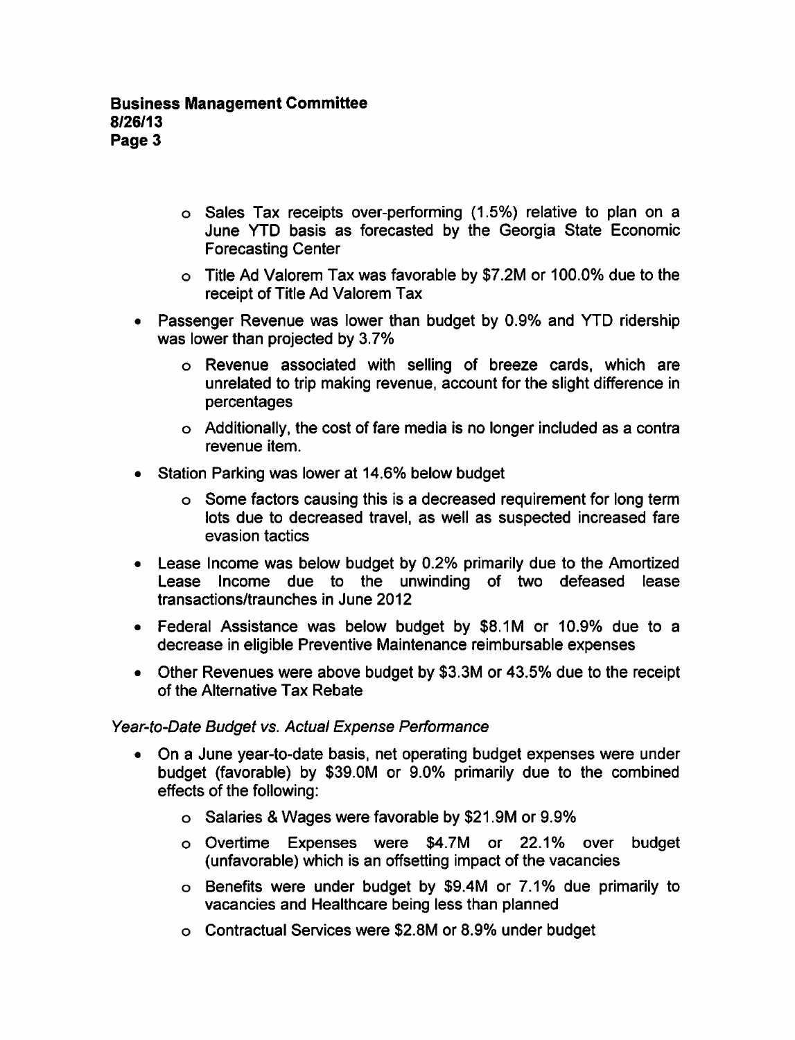- Sales Tax receipts over-performing (1.5%) relative to plan on a June YTD basis as forecasted by the Georgia State Economic Forecasting Center
  - Title Ad Valorem Tax was favorable by $7.2M or 100.0% due to the receipt of Title Ad Valorem Tax
- Passenger Revenue was lower than budget by 0.9% and YTD ridership was lower than projected by 3.7%
  - Revenue associated with selling of breeze cards, which are unrelated to trip making revenue, account for the slight difference in percentages
  - Additionally, the cost of fare media is no longer included as a contra revenue item.
- Station Parking was lower at 14.6% below budget
  - Some factors causing this is a decreased requirement for long term lots due to decreased travel, as well as suspected increased fare evasion tactics
- Lease Income was below budget by 0.2% primarily due to the Amortized Lease Income due to the unwinding of two defeased lease transactions/traunches in June 2012
- Federal Assistance was below budget by $8.1M or 10.9% due to a decrease in eligible Preventive Maintenance reimbursable expenses
- Other Revenues were above budget by $3.3M or 43.5% due to the receipt of the Alternative Tax Rebate

*Year-to-Date Budget vs. Actual Expense Performance*

- On a June year-to-date basis, net operating budget expenses were under budget (favorable) by $39.0M or 9.0% primarily due to the combined effects of the following:
  - Salaries & Wages were favorable by $21.9M or 9.9%
  - Overtime Expenses were $4.7M or 22.1% over budget (unfavorable) which is an offsetting impact of the vacancies
  - Benefits were under budget by $9.4M or 7.1% due primarily to vacancies and Healthcare being less than planned
  - Contractual Services were $2.8M or 8.9% under budget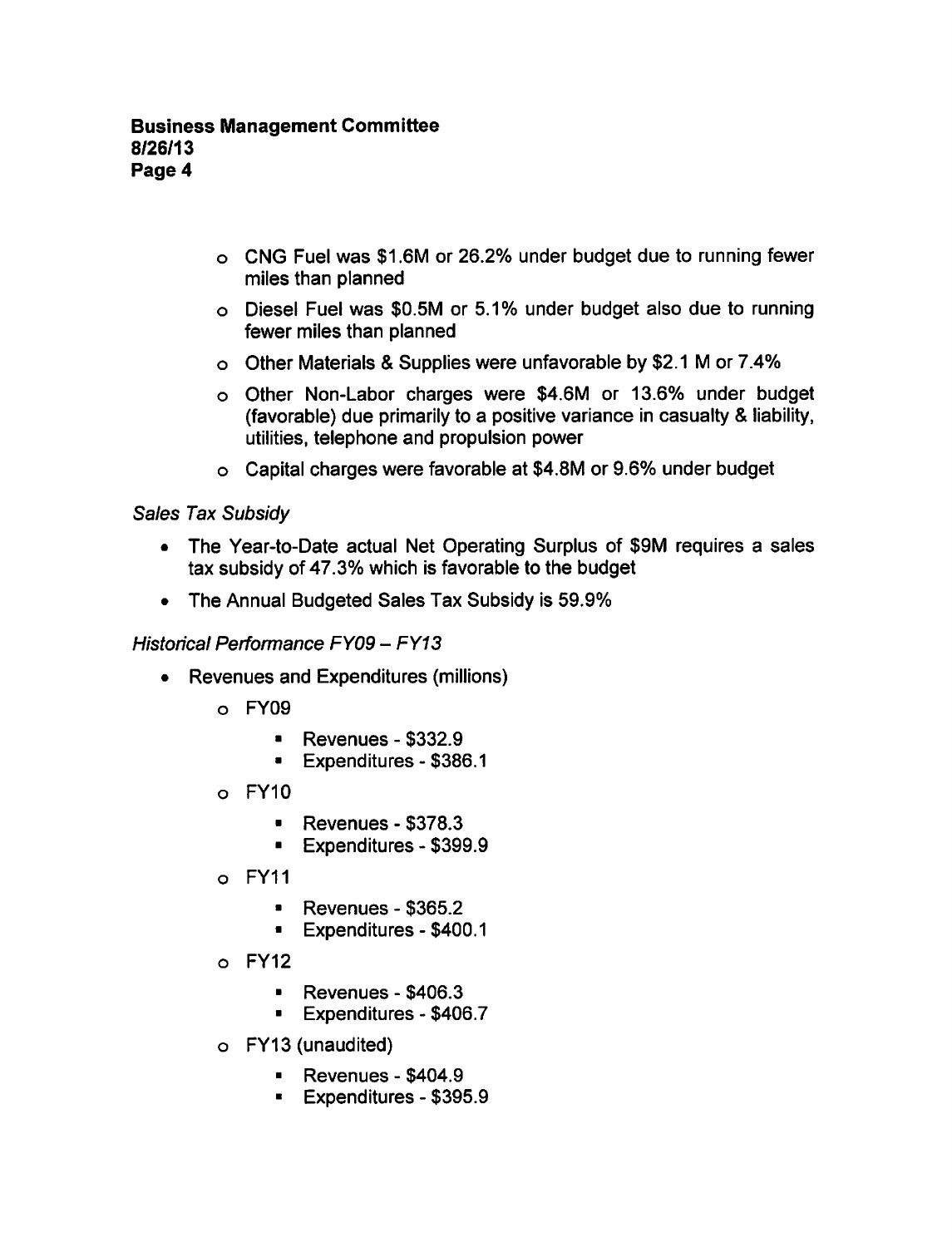- CNG Fuel was \$1.6M or 26.2% under budget due to running fewer miles than planned
- Diesel Fuel was \$0.5M or 5.1% under budget also due to running fewer miles than planned
- Other Materials & Supplies were unfavorable by \$2.1 M or 7.4%
- Other Non-Labor charges were \$4.6M or 13.6% under budget (favorable) due primarily to a positive variance in casualty & liability, utilities, telephone and propulsion power
- Capital charges were favorable at \$4.8M or 9.6% under budget

*Sales Tax Subsidy*

- The Year-to-Date actual Net Operating Surplus of \$9M requires a sales tax subsidy of 47.3% which is favorable to the budget
- The Annual Budgeted Sales Tax Subsidy is 59.9%

*Historical Performance FY09 – FY13*

- Revenues and Expenditures (millions)
  - FY09
    - Revenues - \$332.9
    - Expenditures - \$386.1
  - FY10
    - Revenues - \$378.3
    - Expenditures - \$399.9
  - FY11
    - Revenues - \$365.2
    - Expenditures - \$400.1
  - FY12
    - Revenues - \$406.3
    - Expenditures - \$406.7
  - FY13 (unaudited)
    - Revenues - \$404.9
    - Expenditures - \$395.9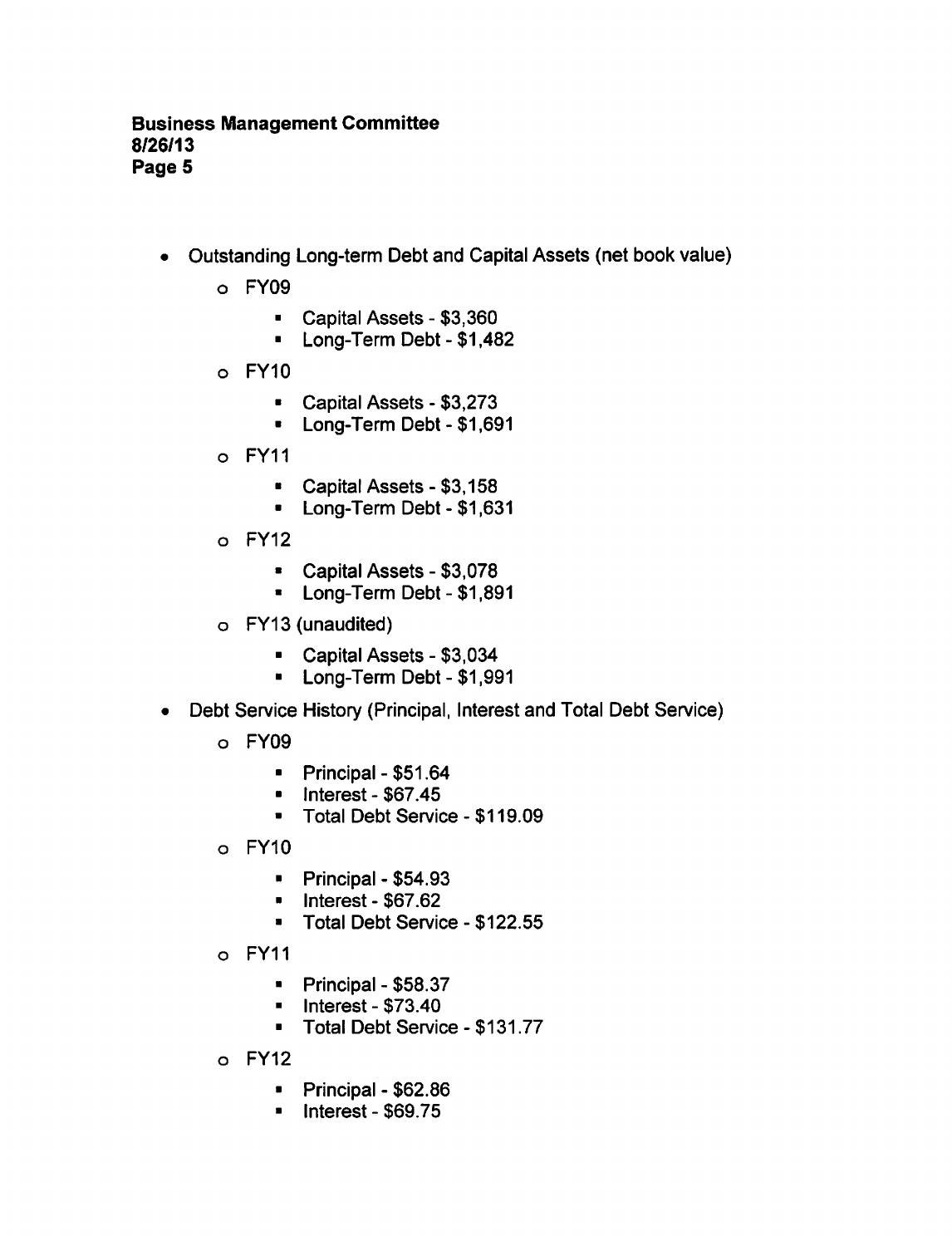- Outstanding Long-term Debt and Capital Assets (net book value)
  - FY09
    - Capital Assets - $3,360
    - Long-Term Debt - $1,482
  - FY10
    - Capital Assets - $3,273
    - Long-Term Debt - $1,691
  - FY11
    - Capital Assets - $3,158
    - Long-Term Debt - $1,631
  - FY12
    - Capital Assets - $3,078
    - Long-Term Debt - $1,891
  - FY13 (unaudited)
    - Capital Assets - $3,034
    - Long-Term Debt - $1,991
- Debt Service History (Principal, Interest and Total Debt Service)
  - FY09
    - Principal - $51.64
    - Interest - $67.45
    - Total Debt Service - $119.09
  - FY10
    - Principal - $54.93
    - Interest - $67.62
    - Total Debt Service - $122.55
  - FY11
    - Principal - $58.37
    - Interest - $73.40
    - Total Debt Service - $131.77
  - FY12
    - Principal - $62.86
    - Interest - $69.75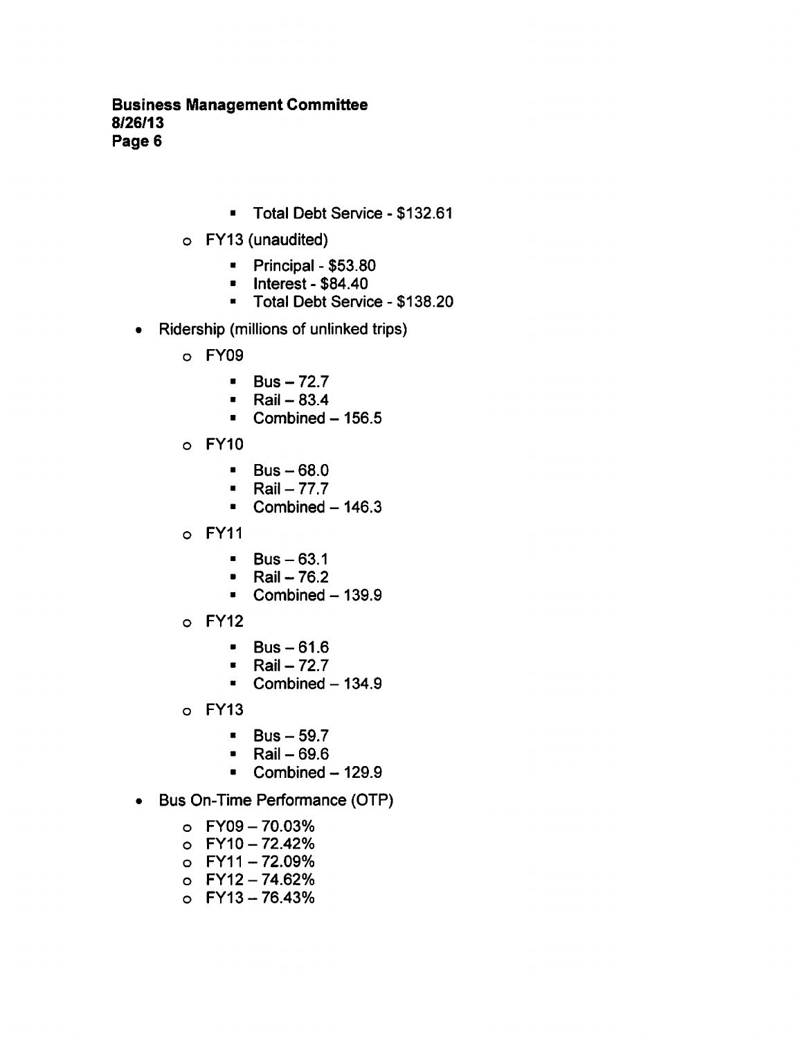- Total Debt Service - $132.61
  - FY13 (unaudited)
    - Principal - $53.80
    - Interest - $84.40
    - Total Debt Service - $138.20
- Ridership (millions of unlinked trips)
  - FY09
    - Bus – 72.7
    - Rail – 83.4
    - Combined – 156.5
  - FY10
    - Bus – 68.0
    - Rail – 77.7
    - Combined – 146.3
  - FY11
    - Bus – 63.1
    - Rail – 76.2
    - Combined – 139.9
  - FY12
    - Bus – 61.6
    - Rail – 72.7
    - Combined – 134.9
  - FY13
    - Bus – 59.7
    - Rail – 69.6
    - Combined – 129.9
- Bus On-Time Performance (OTP)
  - FY09 – 70.03%
  - FY10 – 72.42%
  - FY11 – 72.09%
  - FY12 – 74.62%
  - FY13 – 76.43%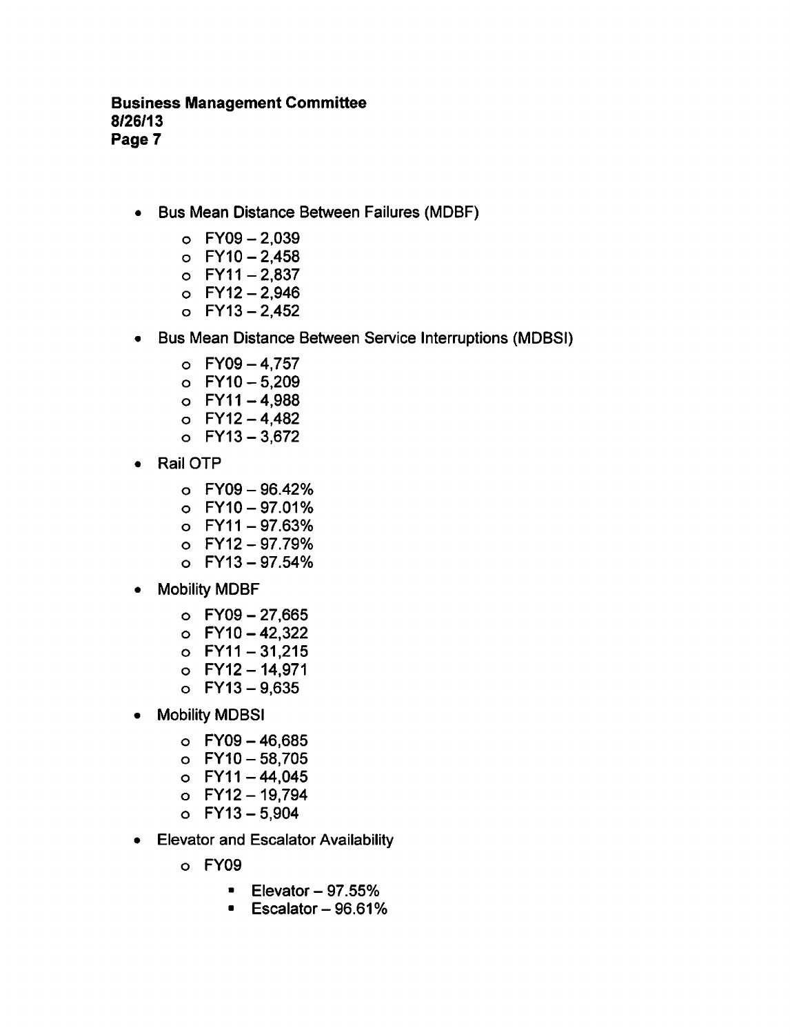- Bus Mean Distance Between Failures (MDBF)
  - FY09 – 2,039
  - FY10 – 2,458
  - FY11 – 2,837
  - FY12 – 2,946
  - FY13 – 2,452
- Bus Mean Distance Between Service Interruptions (MDBSI)
  - FY09 – 4,757
  - FY10 – 5,209
  - FY11 – 4,988
  - FY12 – 4,482
  - FY13 – 3,672
- Rail OTP
  - FY09 – 96.42%
  - FY10 – 97.01%
  - FY11 – 97.63%
  - FY12 – 97.79%
  - FY13 – 97.54%
- Mobility MDBF
  - FY09 – 27,665
  - FY10 – 42,322
  - FY11 – 31,215
  - FY12 – 14,971
  - FY13 – 9,635
- Mobility MDBSI
  - FY09 – 46,685
  - FY10 – 58,705
  - FY11 – 44,045
  - FY12 – 19,794
  - FY13 – 5,904
- Elevator and Escalator Availability
  - FY09
    - Elevator – 97.55%
    - Escalator – 96.61%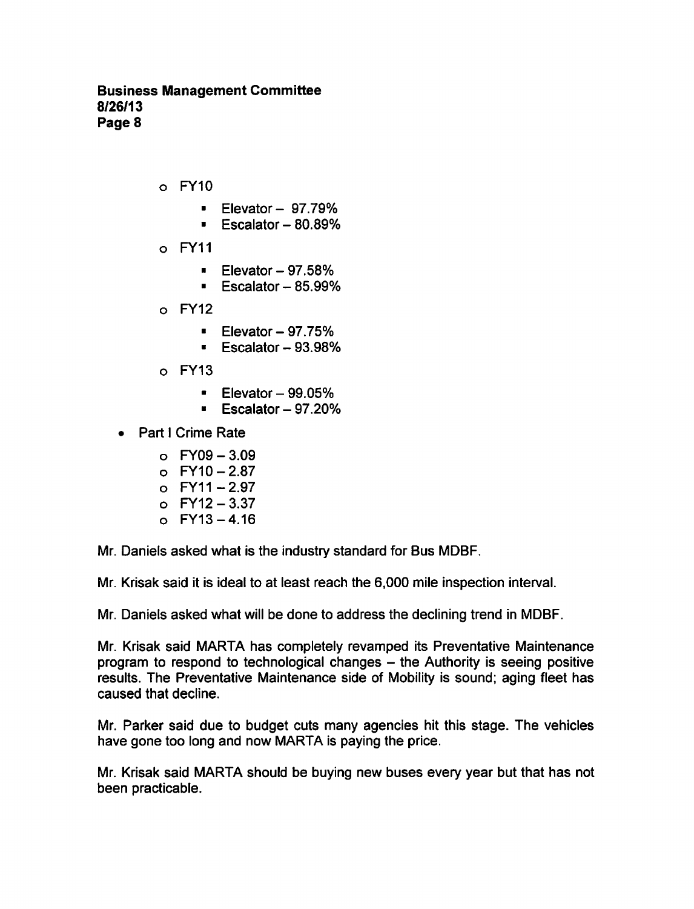- FY10
  - Elevator – 97.79%
  - Escalator – 80.89%
- FY11
  - Elevator – 97.58%
  - Escalator – 85.99%
- FY12
  - Elevator – 97.75%
  - Escalator – 93.98%
- FY13
  - Elevator – 99.05%
  - Escalator – 97.20%

- Part I Crime Rate
  - FY09 – 3.09
  - FY10 – 2.87
  - FY11 – 2.97
  - FY12 – 3.37
  - FY13 – 4.16

Mr. Daniels asked what is the industry standard for Bus MDBF.

Mr. Krisak said it is ideal to at least reach the 6,000 mile inspection interval.

Mr. Daniels asked what will be done to address the declining trend in MDBF.

Mr. Krisak said MARTA has completely revamped its Preventative Maintenance program to respond to technological changes – the Authority is seeing positive results. The Preventative Maintenance side of Mobility is sound; aging fleet has caused that decline.

Mr. Parker said due to budget cuts many agencies hit this stage. The vehicles have gone too long and now MARTA is paying the price.

Mr. Krisak said MARTA should be buying new buses every year but that has not been practicable.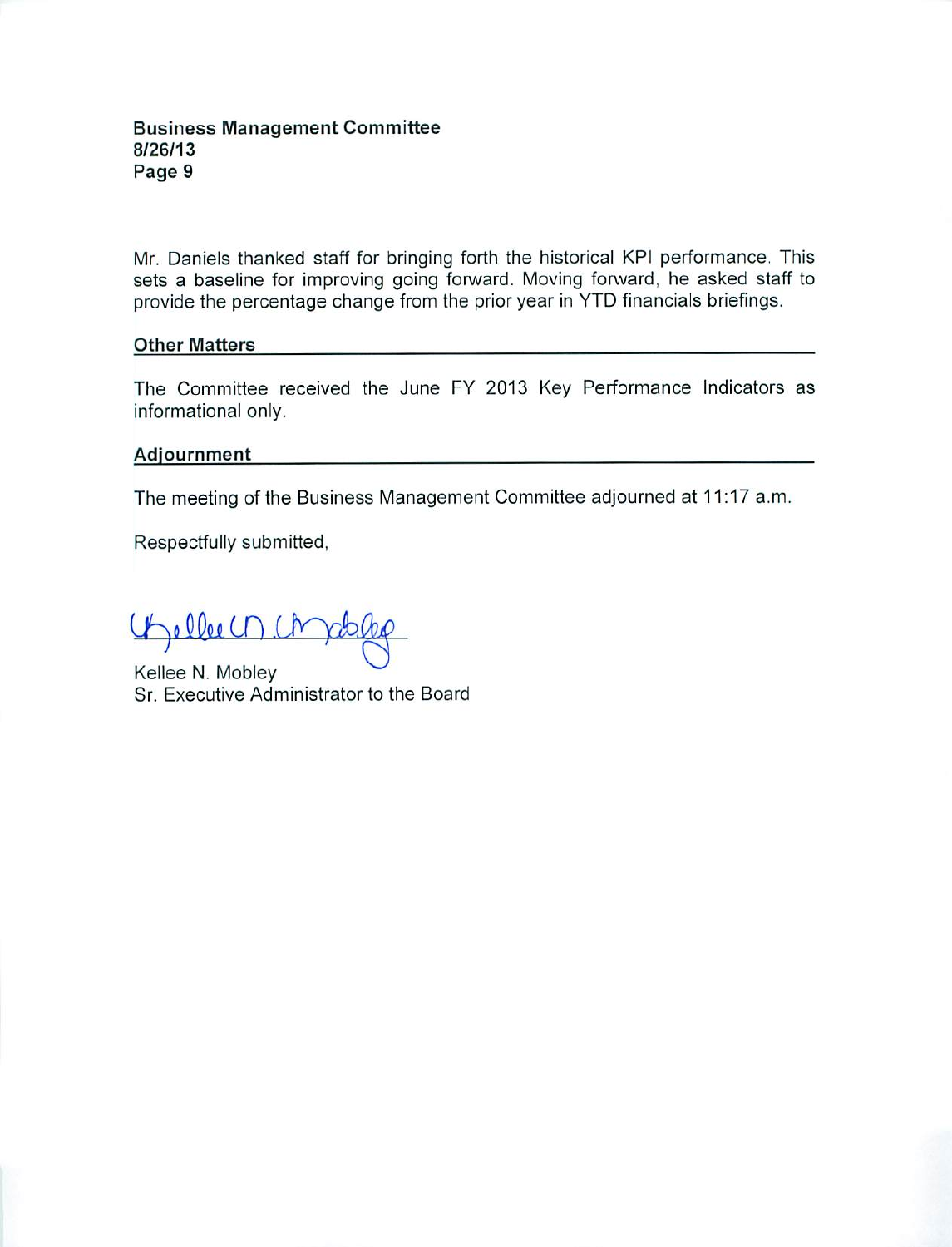Mr. Daniels thanked staff for bringing forth the historical KPI performance. This sets a baseline for improving going forward. Moving forward, he asked staff to provide the percentage change from the prior year in YTD financials briefings.

## Other Matters

The Committee received the June FY 2013 Key Performance Indicators as informational only.

## Adjournment

The meeting of the Business Management Committee adjourned at 11:17 a.m.

Respectfully submitted,

Kellee N. Mobley
Sr. Executive Administrator to the Board